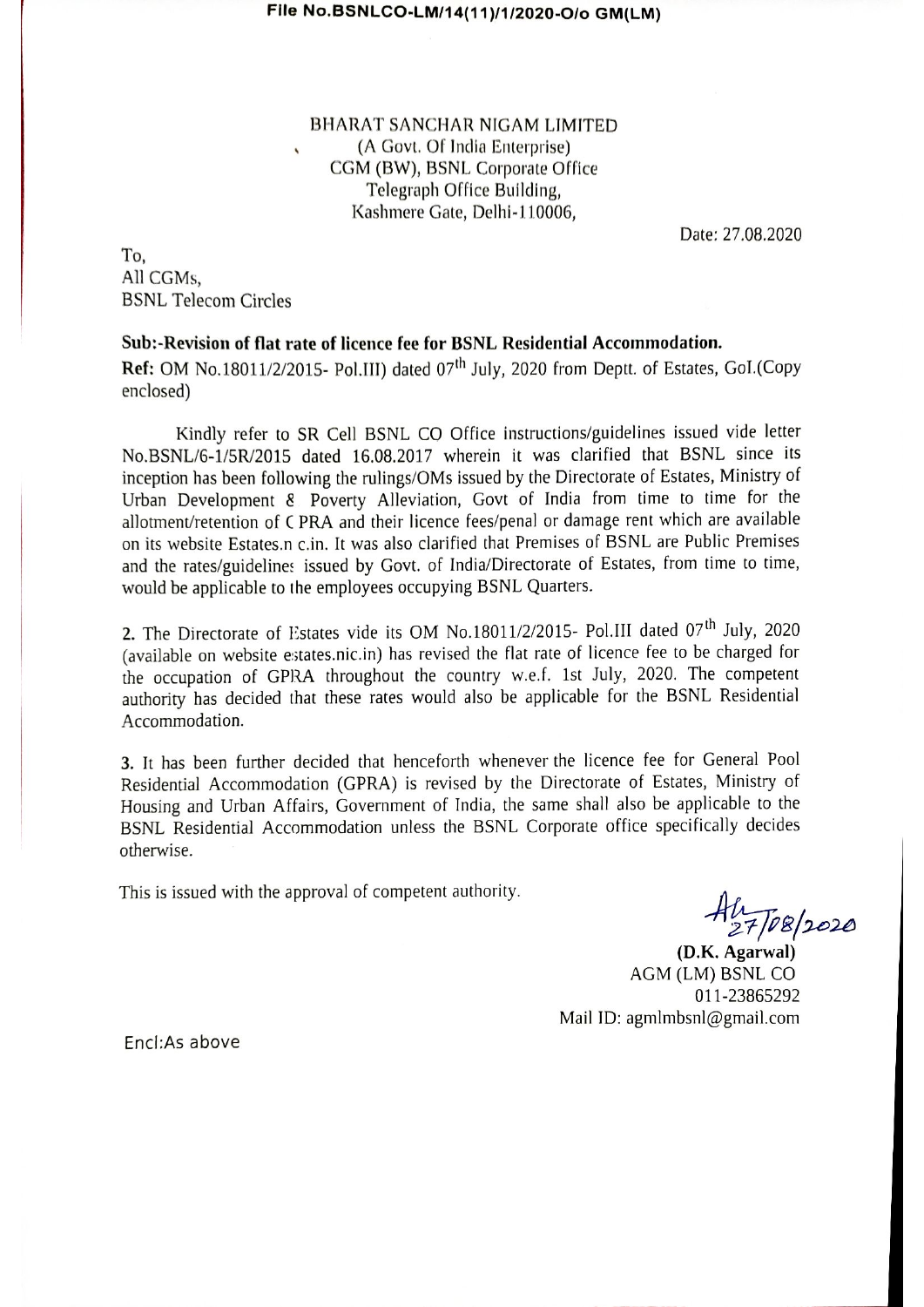File No.BSNLCO-LM/14(11)/1/2020-O/o GM(LM)

BHARAT SANCHAR NIGAM LIMITED
(A Govt. Of India Enterprise)
CGM (BW), BSNL Corporate Office
Telegraph Office Building,
Kashmere Gate, Delhi-110006,

Date: 27.08.2020

To,
All CGMs,
BSNL Telecom Circles

**Sub:-Revision of flat rate of licence fee for BSNL Residential Accommodation.**

**Ref:** OM No.18011/2/2015- Pol.III) dated 07th July, 2020 from Deptt. of Estates, GoI.(Copy enclosed)

Kindly refer to SR Cell BSNL CO Office instructions/guidelines issued vide letter No.BSNL/6-1/SR/2015 dated 16.08.2017 wherein it was clarified that BSNL since its inception has been following the rulings/OMs issued by the Directorate of Estates, Ministry of Urban Development & Poverty Alleviation, Govt of India from time to time for the allotment/retention of GPRA and their licence fees/penal or damage rent which are available on its website Estates.nic.in. It was also clarified that Premises of BSNL are Public Premises and the rates/guidelines issued by Govt. of India/Directorate of Estates, from time to time, would be applicable to the employees occupying BSNL Quarters.

**2.** The Directorate of Estates vide its OM No.18011/2/2015- Pol.III dated 07th July, 2020 (available on website estates.nic.in) has revised the flat rate of licence fee to be charged for the occupation of GPRA throughout the country w.e.f. 1st July, 2020. The competent authority has decided that these rates would also be applicable for the BSNL Residential Accommodation.

**3.** It has been further decided that henceforth whenever the licence fee for General Pool Residential Accommodation (GPRA) is revised by the Directorate of Estates, Ministry of Housing and Urban Affairs, Government of India, the same shall also be applicable to the BSNL Residential Accommodation unless the BSNL Corporate office specifically decides otherwise.

This is issued with the approval of competent authority.

27/08/2020

**(D.K. Agarwal)**
AGM (LM) BSNL CO
011-23865292
Mail ID: agmlmbsnl@gmail.com

Encl:As above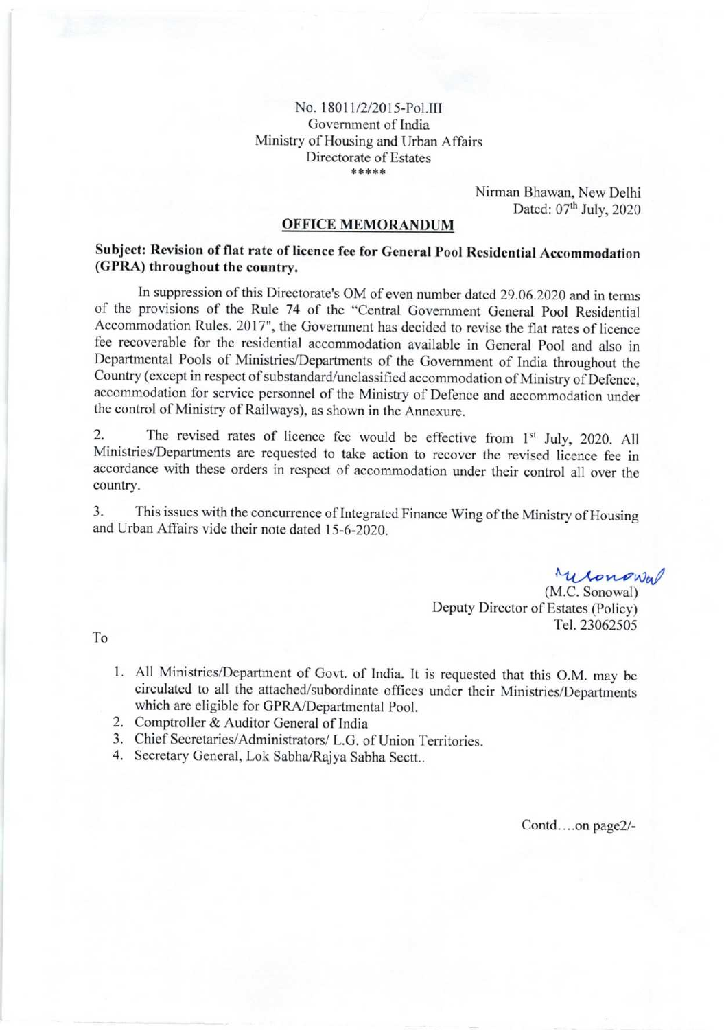No. 18011/2/2015-Pol.III
Government of India
Ministry of Housing and Urban Affairs
Directorate of Estates
\*\*\*\*\*

Nirman Bhawan, New Delhi
Dated: 07th July, 2020

## OFFICE MEMORANDUM

**Subject: Revision of flat rate of licence fee for General Pool Residential Accommodation (GPRA) throughout the country.**

In suppression of this Directorate's OM of even number dated 29.06.2020 and in terms of the provisions of the Rule 74 of the "Central Government General Pool Residential Accommodation Rules. 2017", the Government has decided to revise the flat rates of licence fee recoverable for the residential accommodation available in General Pool and also in Departmental Pools of Ministries/Departments of the Government of India throughout the Country (except in respect of substandard/unclassified accommodation of Ministry of Defence, accommodation for service personnel of the Ministry of Defence and accommodation under the control of Ministry of Railways), as shown in the Annexure.

2. The revised rates of licence fee would be effective from 1st July, 2020. All Ministries/Departments are requested to take action to recover the revised licence fee in accordance with these orders in respect of accommodation under their control all over the country.

3. This issues with the concurrence of Integrated Finance Wing of the Ministry of Housing and Urban Affairs vide their note dated 15-6-2020.

(M.C. Sonowal)
Deputy Director of Estates (Policy)
Tel. 23062505

To

1. All Ministries/Department of Govt. of India. It is requested that this O.M. may be circulated to all the attached/subordinate offices under their Ministries/Departments which are eligible for GPRA/Departmental Pool.
2. Comptroller & Auditor General of India
3. Chief Secretaries/Administrators/ L.G. of Union Territories.
4. Secretary General, Lok Sabha/Rajya Sabha Sectt..

Contd….on page2/-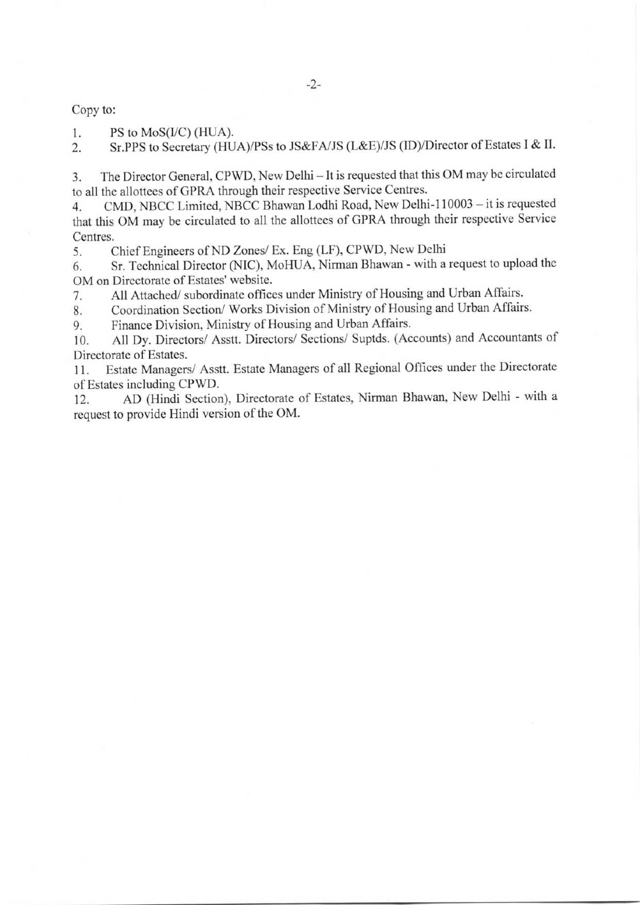Copy to:

1. PS to MoS(I/C) (HUA).
2. Sr.PPS to Secretary (HUA)/PSs to JS&FA/JS (L&E)/JS (ID)/Director of Estates I & II.
3. The Director General, CPWD, New Delhi – It is requested that this OM may be circulated to all the allottees of GPRA through their respective Service Centres.
4. CMD, NBCC Limited, NBCC Bhawan Lodhi Road, New Delhi-110003 – it is requested that this OM may be circulated to all the allottees of GPRA through their respective Service Centres.
5. Chief Engineers of ND Zones/ Ex. Eng (LF), CPWD, New Delhi
6. Sr. Technical Director (NIC), MoHUA, Nirman Bhawan - with a request to upload the OM on Directorate of Estates' website.
7. All Attached/ subordinate offices under Ministry of Housing and Urban Affairs.
8. Coordination Section/ Works Division of Ministry of Housing and Urban Affairs.
9. Finance Division, Ministry of Housing and Urban Affairs.
10. All Dy. Directors/ Asstt. Directors/ Sections/ Suptds. (Accounts) and Accountants of Directorate of Estates.
11. Estate Managers/ Asstt. Estate Managers of all Regional Offices under the Directorate of Estates including CPWD.
12. AD (Hindi Section), Directorate of Estates, Nirman Bhawan, New Delhi - with a request to provide Hindi version of the OM.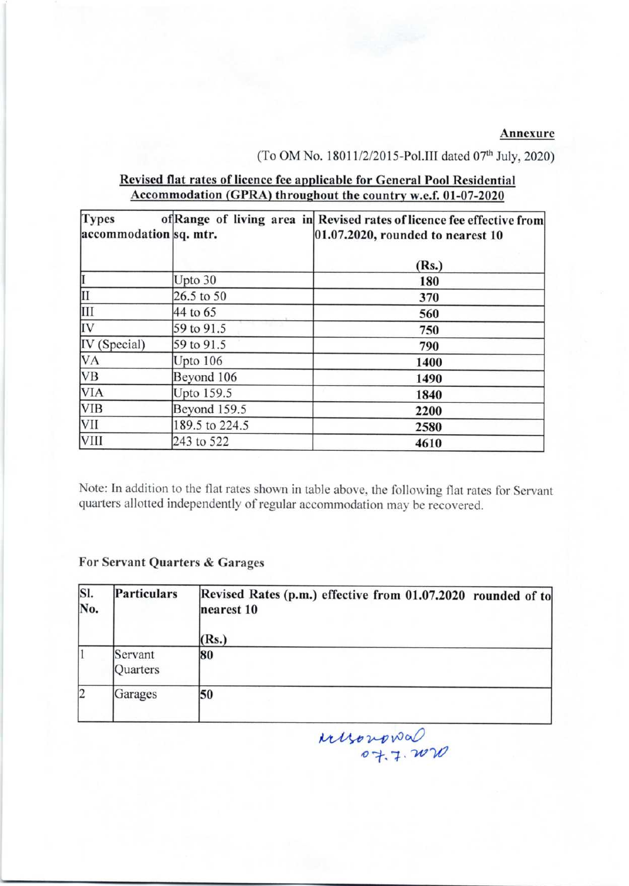**Annexure**

(To OM No. 18011/2/2015-Pol.III dated 07th July, 2020)

**Revised flat rates of licence fee applicable for General Pool Residential Accommodation (GPRA) throughout the country w.e.f. 01-07-2020**

| Types of accommodation | Range of living area in sq. mtr. | Revised rates of licence fee effective from 01.07.2020, rounded to nearest 10 (Rs.) |
|---|---|---|
| I | Upto 30 | 180 |
| II | 26.5 to 50 | 370 |
| III | 44 to 65 | 560 |
| IV | 59 to 91.5 | 750 |
| IV (Special) | 59 to 91.5 | 790 |
| VA | Upto 106 | 1400 |
| VB | Beyond 106 | 1490 |
| VIA | Upto 159.5 | 1840 |
| VIB | Beyond 159.5 | 2200 |
| VII | 189.5 to 224.5 | 2580 |
| VIII | 243 to 522 | 4610 |

Note: In addition to the flat rates shown in table above, the following flat rates for Servant quarters allotted independently of regular accommodation may be recovered.

**For Servant Quarters & Garages**

| Sl. No. | Particulars | Revised Rates (p.m.) effective from 01.07.2020 rounded of to nearest 10 (Rs.) |
|---|---|---|
| 1 | Servant Quarters | 80 |
| 2 | Garages | 50 |

Mrsonowal
07.7.2020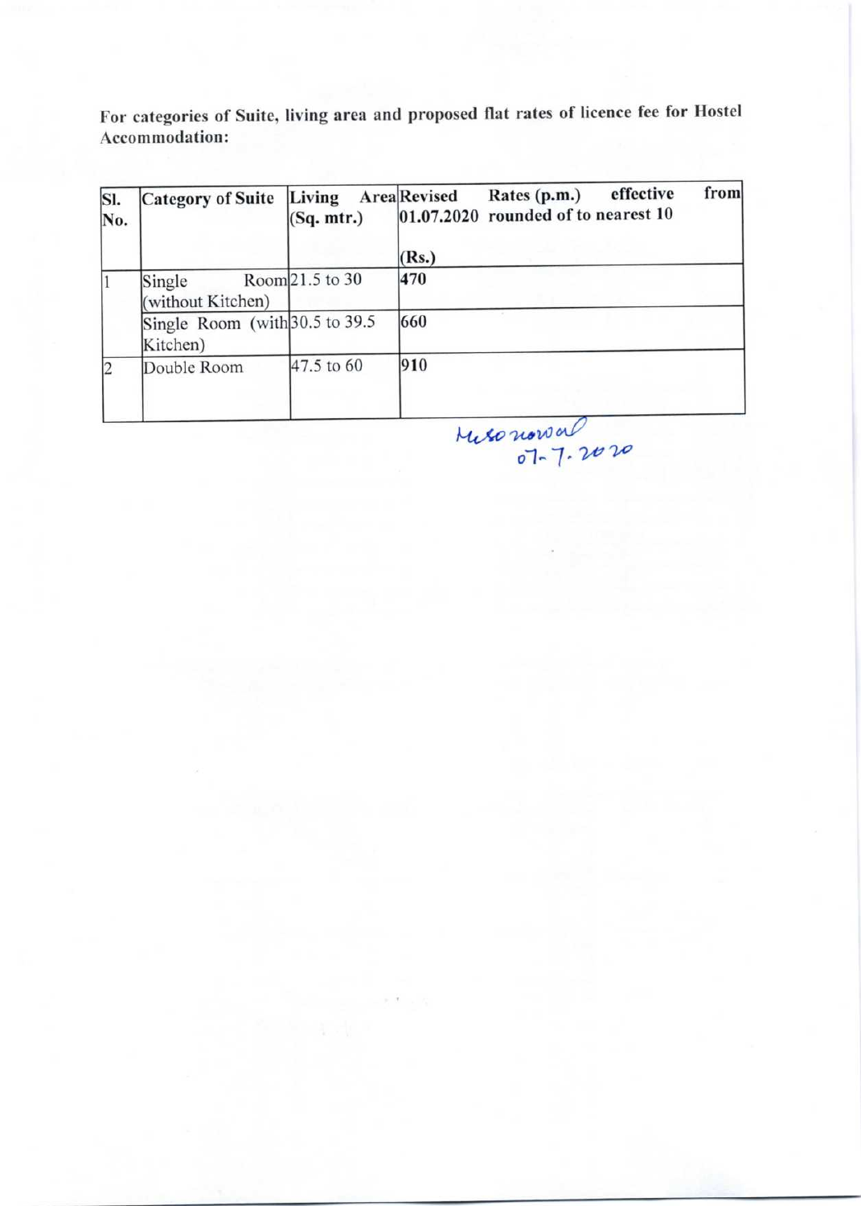**For categories of Suite, living area and proposed flat rates of licence fee for Hostel Accommodation:**

| Sl. No. | Category of Suite | Living Area (Sq. mtr.) | Revised Rates (p.m.) effective from 01.07.2020 rounded of to nearest 10 (Rs.) |
|---|---|---|---|
| 1 | Single Room (without Kitchen) | 21.5 to 30 | 470 |
| | Single Room (with Kitchen) | 30.5 to 39.5 | 660 |
| 2 | Double Room | 47.5 to 60 | 910 |

Hesonowal
07-7-2020